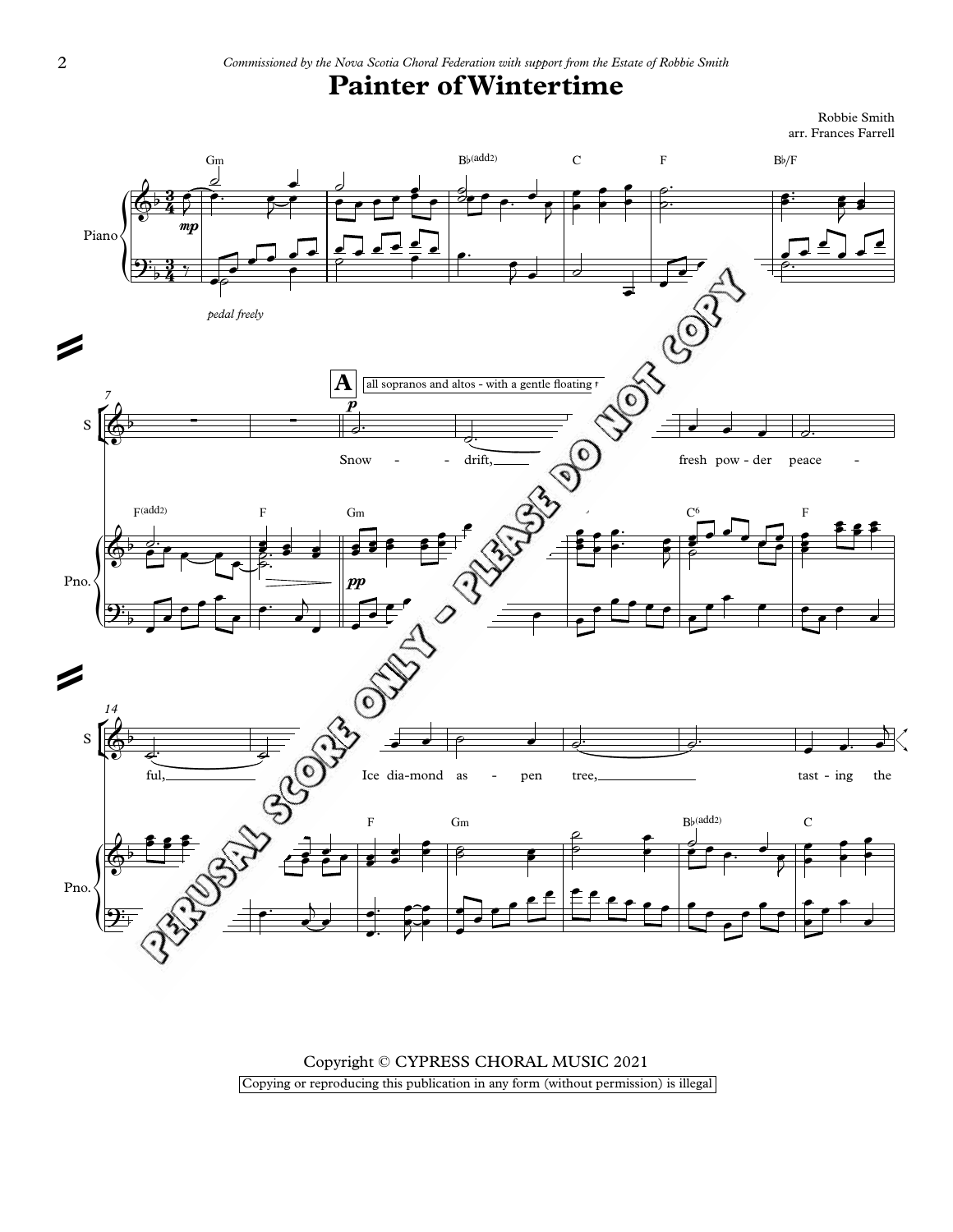*Commissioned by the Nova Scotia Choral Federation with support from the Estate of Robbie Smith*

# Painter of Wintertime

Robbie Smith
arr. Frances Farrell

Copyright © CYPRESS CHORAL MUSIC 2021

Copying or reproducing this publication in any form (without permission) is illegal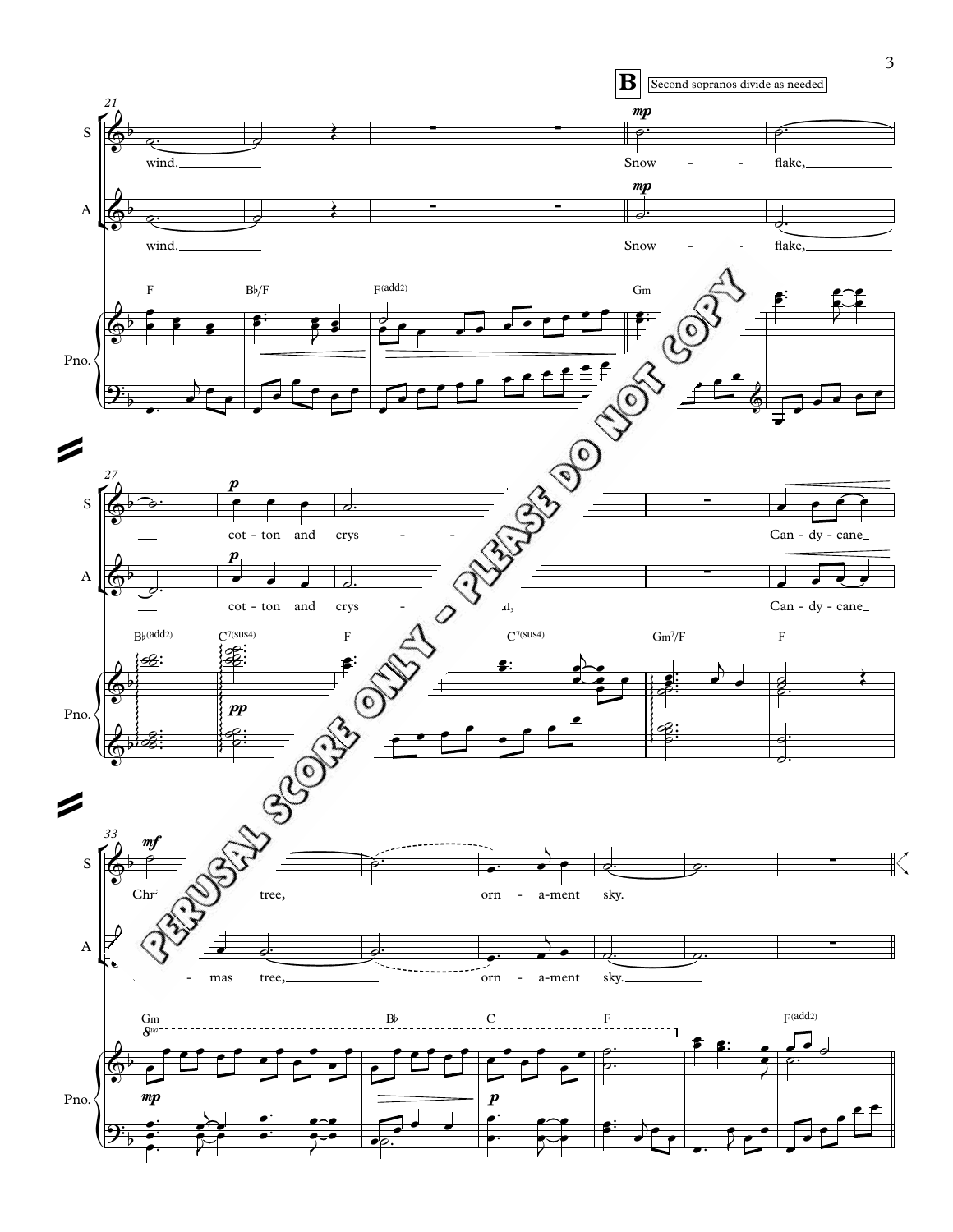**B** Second sopranos divide as needed

S: wind. Snow - - flake, cot - ton and crys - ... Can - dy - cane Chr... tree, orn - a-ment sky.

A: wind. Snow - - flake, cot - ton and crys - ...al, Can - dy - cane ... - mas tree, orn - a-ment sky.

Pno.: F Bb/F F(add2) Gm Bb(add2) C7(sus4) F C7(sus4) Gm7/F F Gm Bb C F F(add2)

PERUSAL SCORE ONLY - PLEASE DO NOT COPY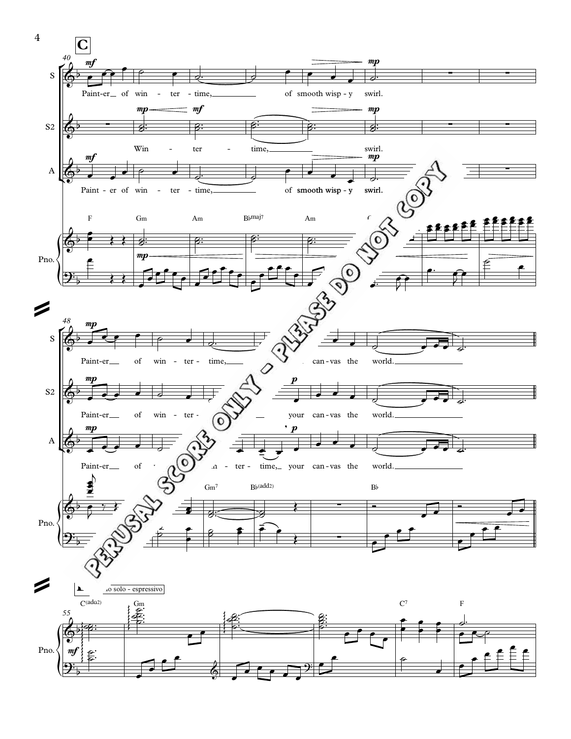**C**

S: Paint-er of win - ter - time, of smooth wisp - y swirl.

S2: Win - ter - time, swirl.

A: Paint - er of win - ter - time, of smooth wisp - y swirl.

Pno.: F | Gm | Am | B♭maj7 | Am

S: Paint-er of win - ter - time, can - vas the world.

S2: Paint-er of win - ter - your can - vas the world.

A: Paint-er of win - ter - time, your can - vas the world.

Pno.: Gm7 | B♭(add2) | B♭

Piano solo - espressivo

Pno.: C(add2) | Gm | C7 | F

PERUSAL SCORE ONLY - PLEASE DO NOT COPY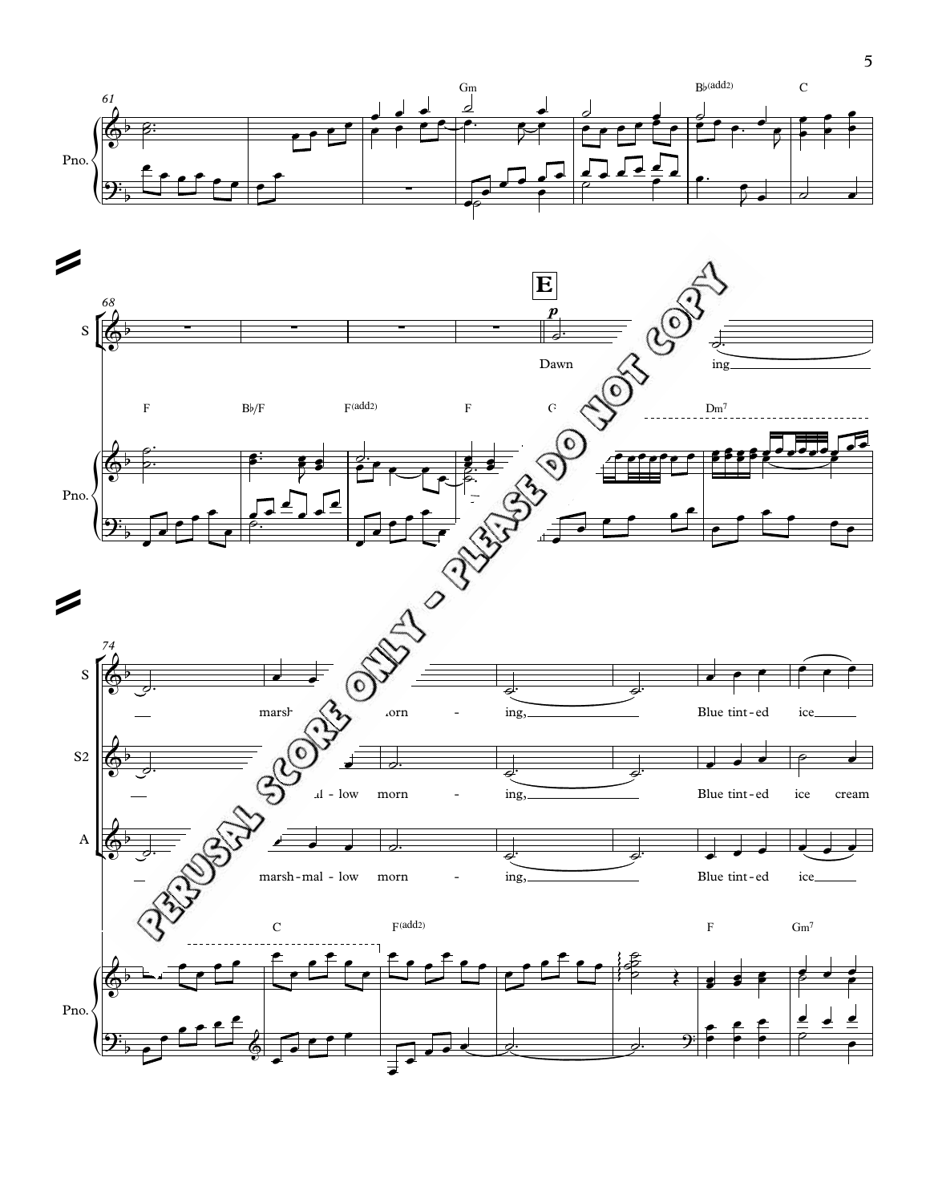61

Pno.

Gm

B♭(add2) C

68

S

E

*p*

Dawn ing

F B♭/F F(add2) F G Dm7

Pno.

74

S

marsh orn - ing, Blue tint-ed ice

S2

al - low morn - ing, Blue tint-ed ice cream

A

marsh-mal - low morn - ing, Blue tint-ed ice

C F(add2) F Gm7

Pno.

PERUSAL SCORE ONLY - PLEASE DO NOT COPY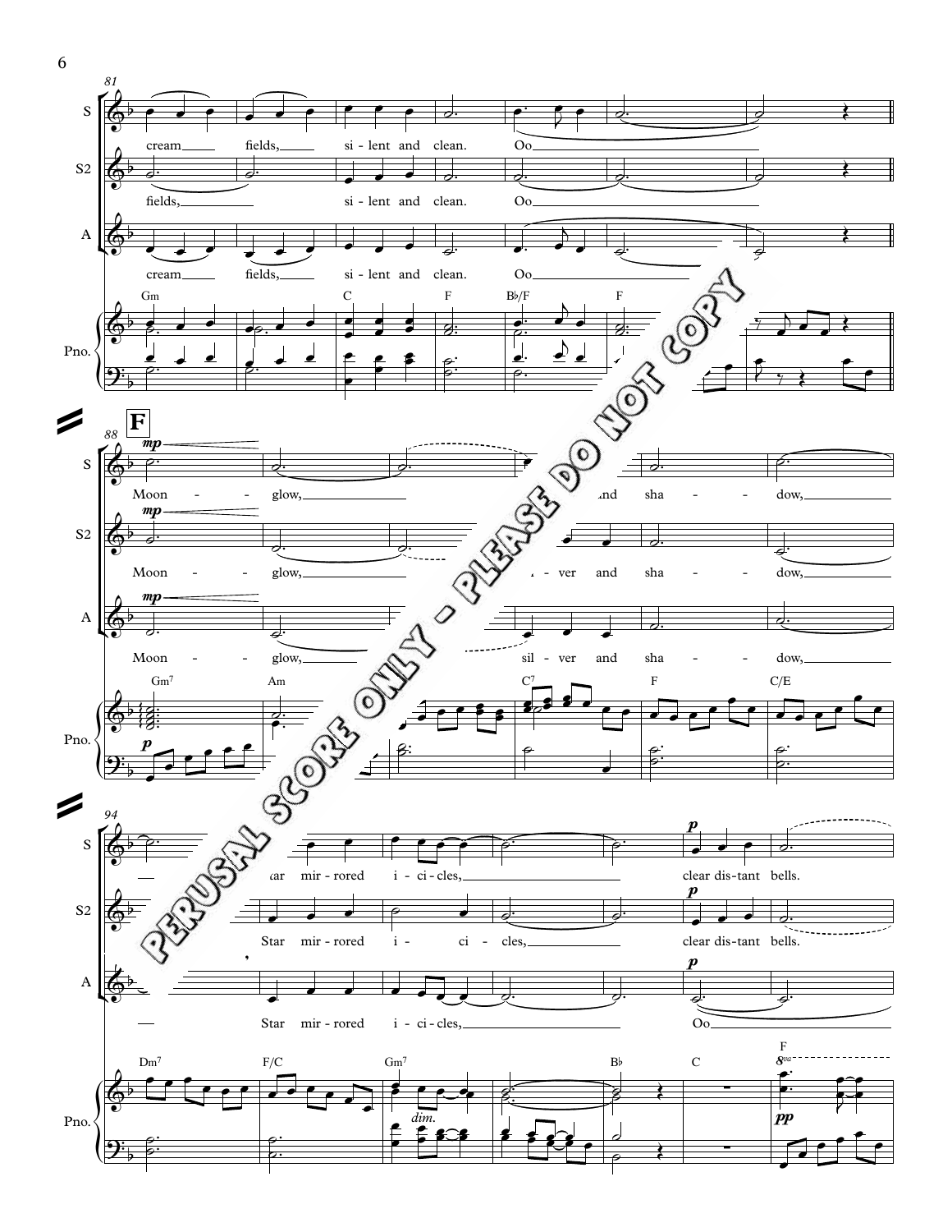PERUSAL SCORE ONLY - PLEASE DO NOT COPY

81

S: cream fields, si - lent and clean. Oo

S2: fields, si - lent and clean. Oo

A: cream fields, si - lent and clean. Oo

Pno.: Gm C F B♭/F F

**F**

88

*mp*

S: Moon - glow, ... and sha - dow,

S2: Moon - glow, ... ver and sha - dow,

A: Moon - glow, ... sil - ver and sha - dow,

Pno.: *p* Gm7 Am C7 F C/E

94

S: ... ar mir - rored i - ci - cles, *p* clear dis - tant bells.

S2: Star mir - rored i - ci - cles, *p* clear dis - tant bells.

A: Star mir - rored i - ci - cles, *p* Oo

Pno.: Dm7 F/C Gm7 *dim.* B♭ C F 8va *pp*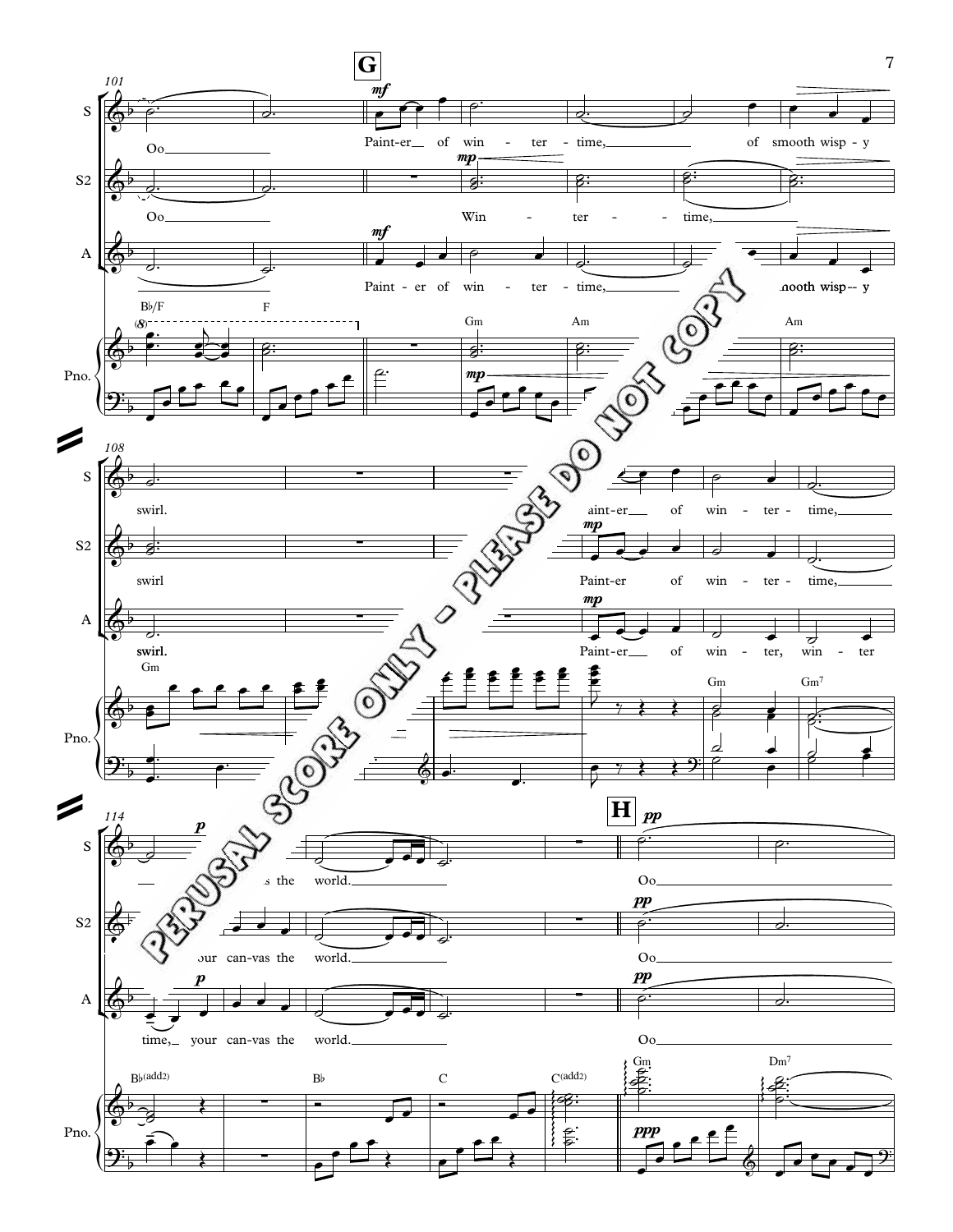**G**

101

S: Oo Paint-er of win - ter - time, of smooth wisp - y

S2: Oo Win - ter - time,

A: Oo Paint - er of win - ter - time, smooth wisp - y

Pno.: B♭/F F Gm Am Am

108

S: swirl. Paint-er of win - ter - time,

S2: swirl Paint-er of win - ter - time,

A: swirl. Paint-er of win - ter, win - ter

Pno.: Gm Gm Gm7

114

S: the world.

S2: your can-vas the world.

A: time, your can-vas the world.

**H**

S: Oo

S2: Oo

A: Oo

Pno.: B♭(add2) B♭ C C(add2) Gm Dm7

PERUSAL SCORE ONLY - PLEASE DO NOT COPY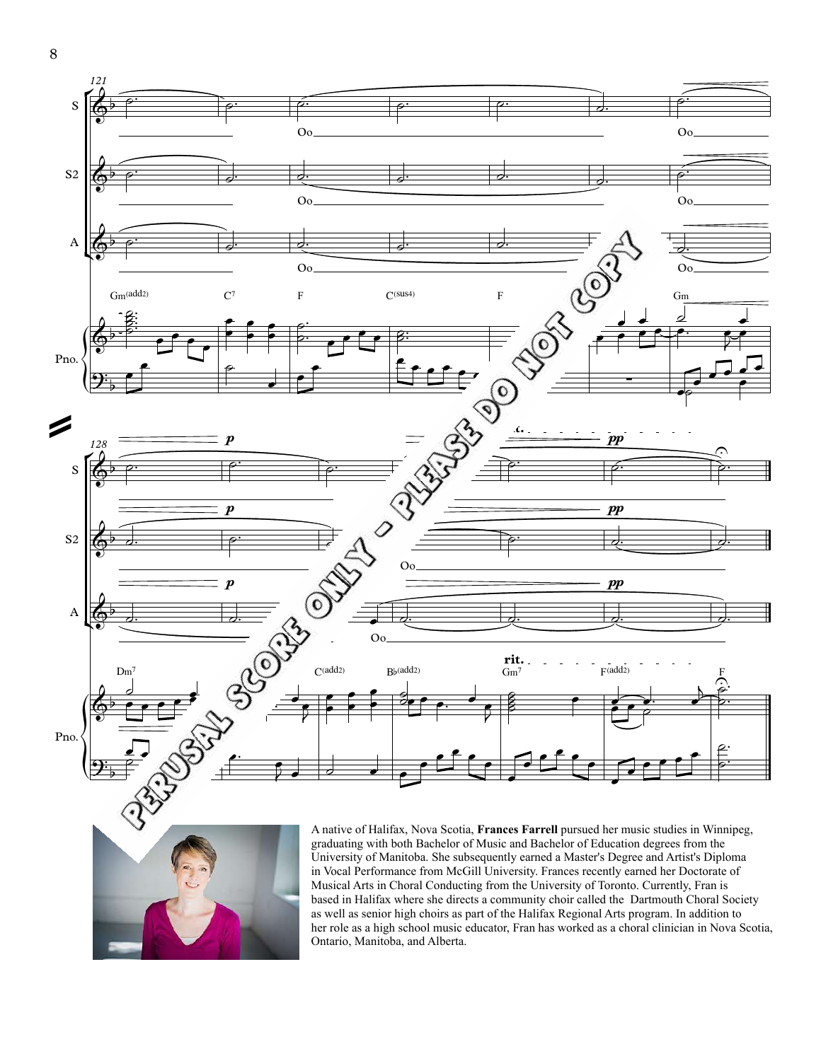A native of Halifax, Nova Scotia, **Frances Farrell** pursued her music studies in Winnipeg, graduating with both Bachelor of Music and Bachelor of Education degrees from the University of Manitoba. She subsequently earned a Master's Degree and Artist's Diploma in Vocal Performance from McGill University. Frances recently earned her Doctorate of Musical Arts in Choral Conducting from the University of Toronto. Currently, Fran is based in Halifax where she directs a community choir called the Dartmouth Choral Society as well as senior high choirs as part of the Halifax Regional Arts program. In addition to her role as a high school music educator, Fran has worked as a choral clinician in Nova Scotia, Ontario, Manitoba, and Alberta.